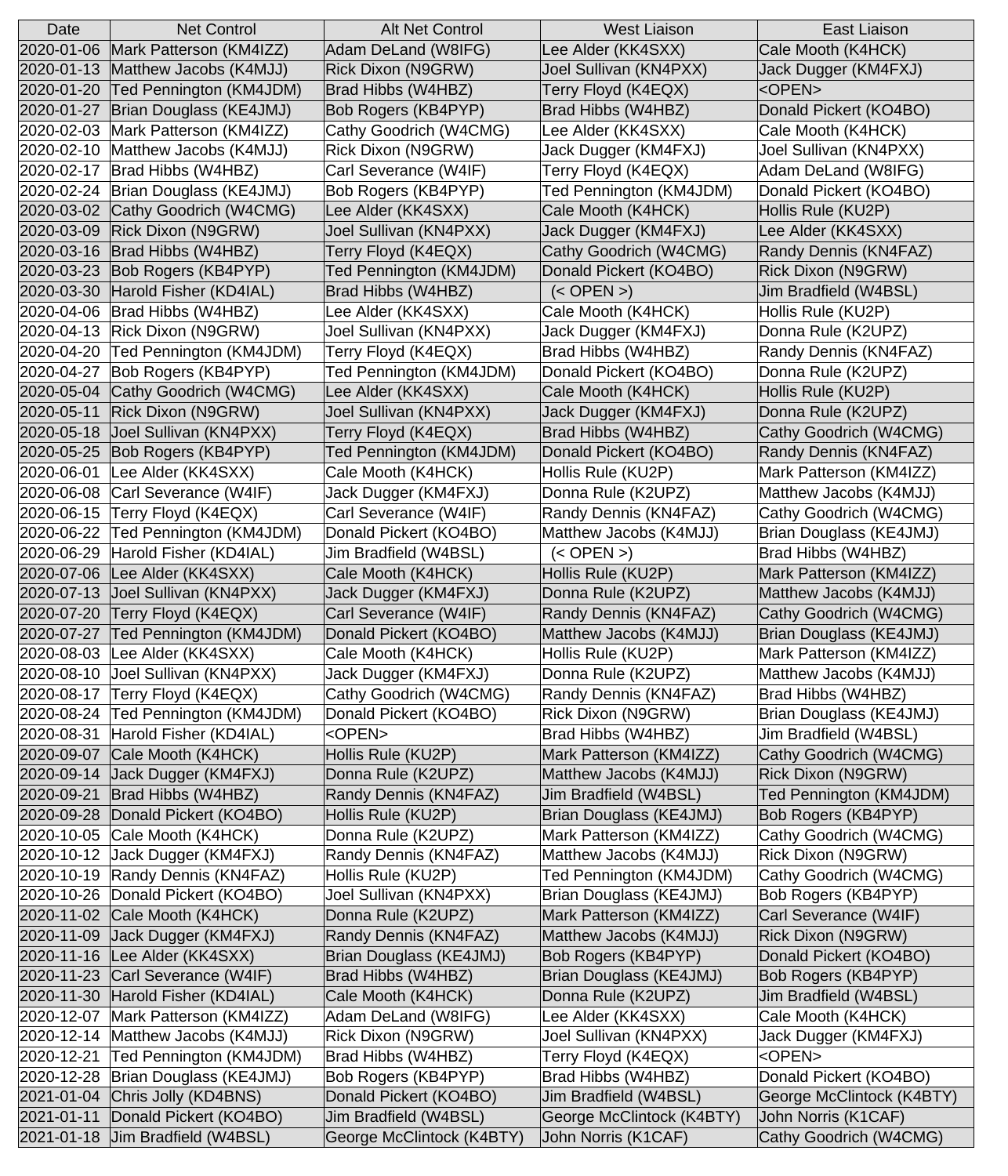| Date | Net Control | Alt Net Control | West Liaison | East Liaison |
|---|---|---|---|---|
| 2020-01-06 | Mark Patterson (KM4IZZ) | Adam DeLand (W8IFG) | Lee Alder (KK4SXX) | Cale Mooth (K4HCK) |
| 2020-01-13 | Matthew Jacobs (K4MJJ) | Rick Dixon (N9GRW) | Joel Sullivan (KN4PXX) | Jack Dugger (KM4FXJ) |
| 2020-01-20 | Ted Pennington (KM4JDM) | Brad Hibbs (W4HBZ) | Terry Floyd (K4EQX) | <OPEN> |
| 2020-01-27 | Brian Douglass (KE4JMJ) | Bob Rogers (KB4PYP) | Brad Hibbs (W4HBZ) | Donald Pickert (KO4BO) |
| 2020-02-03 | Mark Patterson (KM4IZZ) | Cathy Goodrich (W4CMG) | Lee Alder (KK4SXX) | Cale Mooth (K4HCK) |
| 2020-02-10 | Matthew Jacobs (K4MJJ) | Rick Dixon (N9GRW) | Jack Dugger (KM4FXJ) | Joel Sullivan (KN4PXX) |
| 2020-02-17 | Brad Hibbs (W4HBZ) | Carl Severance (W4IF) | Terry Floyd (K4EQX) | Adam DeLand (W8IFG) |
| 2020-02-24 | Brian Douglass (KE4JMJ) | Bob Rogers (KB4PYP) | Ted Pennington (KM4JDM) | Donald Pickert (KO4BO) |
| 2020-03-02 | Cathy Goodrich (W4CMG) | Lee Alder (KK4SXX) | Cale Mooth (K4HCK) | Hollis Rule (KU2P) |
| 2020-03-09 | Rick Dixon (N9GRW) | Joel Sullivan (KN4PXX) | Jack Dugger (KM4FXJ) | Lee Alder (KK4SXX) |
| 2020-03-16 | Brad Hibbs (W4HBZ) | Terry Floyd (K4EQX) | Cathy Goodrich (W4CMG) | Randy Dennis (KN4FAZ) |
| 2020-03-23 | Bob Rogers (KB4PYP) | Ted Pennington (KM4JDM) | Donald Pickert (KO4BO) | Rick Dixon (N9GRW) |
| 2020-03-30 | Harold Fisher (KD4IAL) | Brad Hibbs (W4HBZ) | (< OPEN >) | Jim Bradfield (W4BSL) |
| 2020-04-06 | Brad Hibbs (W4HBZ) | Lee Alder (KK4SXX) | Cale Mooth (K4HCK) | Hollis Rule (KU2P) |
| 2020-04-13 | Rick Dixon (N9GRW) | Joel Sullivan (KN4PXX) | Jack Dugger (KM4FXJ) | Donna Rule (K2UPZ) |
| 2020-04-20 | Ted Pennington (KM4JDM) | Terry Floyd (K4EQX) | Brad Hibbs (W4HBZ) | Randy Dennis (KN4FAZ) |
| 2020-04-27 | Bob Rogers (KB4PYP) | Ted Pennington (KM4JDM) | Donald Pickert (KO4BO) | Donna Rule (K2UPZ) |
| 2020-05-04 | Cathy Goodrich (W4CMG) | Lee Alder (KK4SXX) | Cale Mooth (K4HCK) | Hollis Rule (KU2P) |
| 2020-05-11 | Rick Dixon (N9GRW) | Joel Sullivan (KN4PXX) | Jack Dugger (KM4FXJ) | Donna Rule (K2UPZ) |
| 2020-05-18 | Joel Sullivan (KN4PXX) | Terry Floyd (K4EQX) | Brad Hibbs (W4HBZ) | Cathy Goodrich (W4CMG) |
| 2020-05-25 | Bob Rogers (KB4PYP) | Ted Pennington (KM4JDM) | Donald Pickert (KO4BO) | Randy Dennis (KN4FAZ) |
| 2020-06-01 | Lee Alder (KK4SXX) | Cale Mooth (K4HCK) | Hollis Rule (KU2P) | Mark Patterson (KM4IZZ) |
| 2020-06-08 | Carl Severance (W4IF) | Jack Dugger (KM4FXJ) | Donna Rule (K2UPZ) | Matthew Jacobs (K4MJJ) |
| 2020-06-15 | Terry Floyd (K4EQX) | Carl Severance (W4IF) | Randy Dennis (KN4FAZ) | Cathy Goodrich (W4CMG) |
| 2020-06-22 | Ted Pennington (KM4JDM) | Donald Pickert (KO4BO) | Matthew Jacobs (K4MJJ) | Brian Douglass (KE4JMJ) |
| 2020-06-29 | Harold Fisher (KD4IAL) | Jim Bradfield (W4BSL) | (< OPEN >) | Brad Hibbs (W4HBZ) |
| 2020-07-06 | Lee Alder (KK4SXX) | Cale Mooth (K4HCK) | Hollis Rule (KU2P) | Mark Patterson (KM4IZZ) |
| 2020-07-13 | Joel Sullivan (KN4PXX) | Jack Dugger (KM4FXJ) | Donna Rule (K2UPZ) | Matthew Jacobs (K4MJJ) |
| 2020-07-20 | Terry Floyd (K4EQX) | Carl Severance (W4IF) | Randy Dennis (KN4FAZ) | Cathy Goodrich (W4CMG) |
| 2020-07-27 | Ted Pennington (KM4JDM) | Donald Pickert (KO4BO) | Matthew Jacobs (K4MJJ) | Brian Douglass (KE4JMJ) |
| 2020-08-03 | Lee Alder (KK4SXX) | Cale Mooth (K4HCK) | Hollis Rule (KU2P) | Mark Patterson (KM4IZZ) |
| 2020-08-10 | Joel Sullivan (KN4PXX) | Jack Dugger (KM4FXJ) | Donna Rule (K2UPZ) | Matthew Jacobs (K4MJJ) |
| 2020-08-17 | Terry Floyd (K4EQX) | Cathy Goodrich (W4CMG) | Randy Dennis (KN4FAZ) | Brad Hibbs (W4HBZ) |
| 2020-08-24 | Ted Pennington (KM4JDM) | Donald Pickert (KO4BO) | Rick Dixon (N9GRW) | Brian Douglass (KE4JMJ) |
| 2020-08-31 | Harold Fisher (KD4IAL) | <OPEN> | Brad Hibbs (W4HBZ) | Jim Bradfield (W4BSL) |
| 2020-09-07 | Cale Mooth (K4HCK) | Hollis Rule (KU2P) | Mark Patterson (KM4IZZ) | Cathy Goodrich (W4CMG) |
| 2020-09-14 | Jack Dugger (KM4FXJ) | Donna Rule (K2UPZ) | Matthew Jacobs (K4MJJ) | Rick Dixon (N9GRW) |
| 2020-09-21 | Brad Hibbs (W4HBZ) | Randy Dennis (KN4FAZ) | Jim Bradfield (W4BSL) | Ted Pennington (KM4JDM) |
| 2020-09-28 | Donald Pickert (KO4BO) | Hollis Rule (KU2P) | Brian Douglass (KE4JMJ) | Bob Rogers (KB4PYP) |
| 2020-10-05 | Cale Mooth (K4HCK) | Donna Rule (K2UPZ) | Mark Patterson (KM4IZZ) | Cathy Goodrich (W4CMG) |
| 2020-10-12 | Jack Dugger (KM4FXJ) | Randy Dennis (KN4FAZ) | Matthew Jacobs (K4MJJ) | Rick Dixon (N9GRW) |
| 2020-10-19 | Randy Dennis (KN4FAZ) | Hollis Rule (KU2P) | Ted Pennington (KM4JDM) | Cathy Goodrich (W4CMG) |
| 2020-10-26 | Donald Pickert (KO4BO) | Joel Sullivan (KN4PXX) | Brian Douglass (KE4JMJ) | Bob Rogers (KB4PYP) |
| 2020-11-02 | Cale Mooth (K4HCK) | Donna Rule (K2UPZ) | Mark Patterson (KM4IZZ) | Carl Severance (W4IF) |
| 2020-11-09 | Jack Dugger (KM4FXJ) | Randy Dennis (KN4FAZ) | Matthew Jacobs (K4MJJ) | Rick Dixon (N9GRW) |
| 2020-11-16 | Lee Alder (KK4SXX) | Brian Douglass (KE4JMJ) | Bob Rogers (KB4PYP) | Donald Pickert (KO4BO) |
| 2020-11-23 | Carl Severance (W4IF) | Brad Hibbs (W4HBZ) | Brian Douglass (KE4JMJ) | Bob Rogers (KB4PYP) |
| 2020-11-30 | Harold Fisher (KD4IAL) | Cale Mooth (K4HCK) | Donna Rule (K2UPZ) | Jim Bradfield (W4BSL) |
| 2020-12-07 | Mark Patterson (KM4IZZ) | Adam DeLand (W8IFG) | Lee Alder (KK4SXX) | Cale Mooth (K4HCK) |
| 2020-12-14 | Matthew Jacobs (K4MJJ) | Rick Dixon (N9GRW) | Joel Sullivan (KN4PXX) | Jack Dugger (KM4FXJ) |
| 2020-12-21 | Ted Pennington (KM4JDM) | Brad Hibbs (W4HBZ) | Terry Floyd (K4EQX) | <OPEN> |
| 2020-12-28 | Brian Douglass (KE4JMJ) | Bob Rogers (KB4PYP) | Brad Hibbs (W4HBZ) | Donald Pickert (KO4BO) |
| 2021-01-04 | Chris Jolly (KD4BNS) | Donald Pickert (KO4BO) | Jim Bradfield (W4BSL) | George McClintock (K4BTY) |
| 2021-01-11 | Donald Pickert (KO4BO) | Jim Bradfield (W4BSL) | George McClintock (K4BTY) | John Norris (K1CAF) |
| 2021-01-18 | Jim Bradfield (W4BSL) | George McClintock (K4BTY) | John Norris (K1CAF) | Cathy Goodrich (W4CMG) |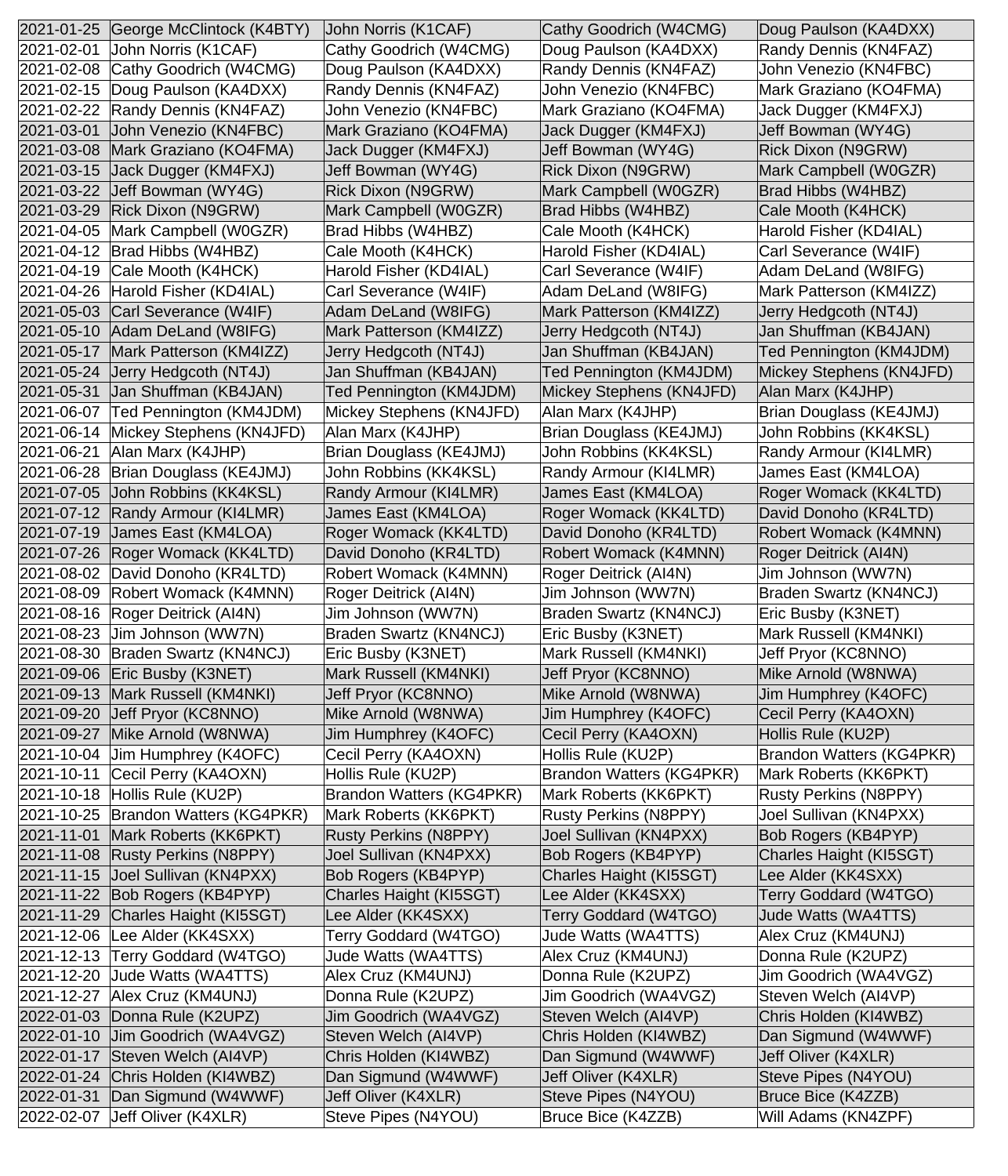| | | | | |
|---|---|---|---|---|
| 2021-01-25 | George McClintock (K4BTY) | John Norris (K1CAF) | Cathy Goodrich (W4CMG) | Doug Paulson (KA4DXX) |
| 2021-02-01 | John Norris (K1CAF) | Cathy Goodrich (W4CMG) | Doug Paulson (KA4DXX) | Randy Dennis (KN4FAZ) |
| 2021-02-08 | Cathy Goodrich (W4CMG) | Doug Paulson (KA4DXX) | Randy Dennis (KN4FAZ) | John Venezio (KN4FBC) |
| 2021-02-15 | Doug Paulson (KA4DXX) | Randy Dennis (KN4FAZ) | John Venezio (KN4FBC) | Mark Graziano (KO4FMA) |
| 2021-02-22 | Randy Dennis (KN4FAZ) | John Venezio (KN4FBC) | Mark Graziano (KO4FMA) | Jack Dugger (KM4FXJ) |
| 2021-03-01 | John Venezio (KN4FBC) | Mark Graziano (KO4FMA) | Jack Dugger (KM4FXJ) | Jeff Bowman (WY4G) |
| 2021-03-08 | Mark Graziano (KO4FMA) | Jack Dugger (KM4FXJ) | Jeff Bowman (WY4G) | Rick Dixon (N9GRW) |
| 2021-03-15 | Jack Dugger (KM4FXJ) | Jeff Bowman (WY4G) | Rick Dixon (N9GRW) | Mark Campbell (W0GZR) |
| 2021-03-22 | Jeff Bowman (WY4G) | Rick Dixon (N9GRW) | Mark Campbell (W0GZR) | Brad Hibbs (W4HBZ) |
| 2021-03-29 | Rick Dixon (N9GRW) | Mark Campbell (W0GZR) | Brad Hibbs (W4HBZ) | Cale Mooth (K4HCK) |
| 2021-04-05 | Mark Campbell (W0GZR) | Brad Hibbs (W4HBZ) | Cale Mooth (K4HCK) | Harold Fisher (KD4IAL) |
| 2021-04-12 | Brad Hibbs (W4HBZ) | Cale Mooth (K4HCK) | Harold Fisher (KD4IAL) | Carl Severance (W4IF) |
| 2021-04-19 | Cale Mooth (K4HCK) | Harold Fisher (KD4IAL) | Carl Severance (W4IF) | Adam DeLand (W8IFG) |
| 2021-04-26 | Harold Fisher (KD4IAL) | Carl Severance (W4IF) | Adam DeLand (W8IFG) | Mark Patterson (KM4IZZ) |
| 2021-05-03 | Carl Severance (W4IF) | Adam DeLand (W8IFG) | Mark Patterson (KM4IZZ) | Jerry Hedgcoth (NT4J) |
| 2021-05-10 | Adam DeLand (W8IFG) | Mark Patterson (KM4IZZ) | Jerry Hedgcoth (NT4J) | Jan Shuffman (KB4JAN) |
| 2021-05-17 | Mark Patterson (KM4IZZ) | Jerry Hedgcoth (NT4J) | Jan Shuffman (KB4JAN) | Ted Pennington (KM4JDM) |
| 2021-05-24 | Jerry Hedgcoth (NT4J) | Jan Shuffman (KB4JAN) | Ted Pennington (KM4JDM) | Mickey Stephens (KN4JFD) |
| 2021-05-31 | Jan Shuffman (KB4JAN) | Ted Pennington (KM4JDM) | Mickey Stephens (KN4JFD) | Alan Marx (K4JHP) |
| 2021-06-07 | Ted Pennington (KM4JDM) | Mickey Stephens (KN4JFD) | Alan Marx (K4JHP) | Brian Douglass (KE4JMJ) |
| 2021-06-14 | Mickey Stephens (KN4JFD) | Alan Marx (K4JHP) | Brian Douglass (KE4JMJ) | John Robbins (KK4KSL) |
| 2021-06-21 | Alan Marx (K4JHP) | Brian Douglass (KE4JMJ) | John Robbins (KK4KSL) | Randy Armour (KI4LMR) |
| 2021-06-28 | Brian Douglass (KE4JMJ) | John Robbins (KK4KSL) | Randy Armour (KI4LMR) | James East (KM4LOA) |
| 2021-07-05 | John Robbins (KK4KSL) | Randy Armour (KI4LMR) | James East (KM4LOA) | Roger Womack (KK4LTD) |
| 2021-07-12 | Randy Armour (KI4LMR) | James East (KM4LOA) | Roger Womack (KK4LTD) | David Donoho (KR4LTD) |
| 2021-07-19 | James East (KM4LOA) | Roger Womack (KK4LTD) | David Donoho (KR4LTD) | Robert Womack (K4MNN) |
| 2021-07-26 | Roger Womack (KK4LTD) | David Donoho (KR4LTD) | Robert Womack (K4MNN) | Roger Deitrick (AI4N) |
| 2021-08-02 | David Donoho (KR4LTD) | Robert Womack (K4MNN) | Roger Deitrick (AI4N) | Jim Johnson (WW7N) |
| 2021-08-09 | Robert Womack (K4MNN) | Roger Deitrick (AI4N) | Jim Johnson (WW7N) | Braden Swartz (KN4NCJ) |
| 2021-08-16 | Roger Deitrick (AI4N) | Jim Johnson (WW7N) | Braden Swartz (KN4NCJ) | Eric Busby (K3NET) |
| 2021-08-23 | Jim Johnson (WW7N) | Braden Swartz (KN4NCJ) | Eric Busby (K3NET) | Mark Russell (KM4NKI) |
| 2021-08-30 | Braden Swartz (KN4NCJ) | Eric Busby (K3NET) | Mark Russell (KM4NKI) | Jeff Pryor (KC8NNO) |
| 2021-09-06 | Eric Busby (K3NET) | Mark Russell (KM4NKI) | Jeff Pryor (KC8NNO) | Mike Arnold (W8NWA) |
| 2021-09-13 | Mark Russell (KM4NKI) | Jeff Pryor (KC8NNO) | Mike Arnold (W8NWA) | Jim Humphrey (K4OFC) |
| 2021-09-20 | Jeff Pryor (KC8NNO) | Mike Arnold (W8NWA) | Jim Humphrey (K4OFC) | Cecil Perry (KA4OXN) |
| 2021-09-27 | Mike Arnold (W8NWA) | Jim Humphrey (K4OFC) | Cecil Perry (KA4OXN) | Hollis Rule (KU2P) |
| 2021-10-04 | Jim Humphrey (K4OFC) | Cecil Perry (KA4OXN) | Hollis Rule (KU2P) | Brandon Watters (KG4PKR) |
| 2021-10-11 | Cecil Perry (KA4OXN) | Hollis Rule (KU2P) | Brandon Watters (KG4PKR) | Mark Roberts (KK6PKT) |
| 2021-10-18 | Hollis Rule (KU2P) | Brandon Watters (KG4PKR) | Mark Roberts (KK6PKT) | Rusty Perkins (N8PPY) |
| 2021-10-25 | Brandon Watters (KG4PKR) | Mark Roberts (KK6PKT) | Rusty Perkins (N8PPY) | Joel Sullivan (KN4PXX) |
| 2021-11-01 | Mark Roberts (KK6PKT) | Rusty Perkins (N8PPY) | Joel Sullivan (KN4PXX) | Bob Rogers (KB4PYP) |
| 2021-11-08 | Rusty Perkins (N8PPY) | Joel Sullivan (KN4PXX) | Bob Rogers (KB4PYP) | Charles Haight (KI5SGT) |
| 2021-11-15 | Joel Sullivan (KN4PXX) | Bob Rogers (KB4PYP) | Charles Haight (KI5SGT) | Lee Alder (KK4SXX) |
| 2021-11-22 | Bob Rogers (KB4PYP) | Charles Haight (KI5SGT) | Lee Alder (KK4SXX) | Terry Goddard (W4TGO) |
| 2021-11-29 | Charles Haight (KI5SGT) | Lee Alder (KK4SXX) | Terry Goddard (W4TGO) | Jude Watts (WA4TTS) |
| 2021-12-06 | Lee Alder (KK4SXX) | Terry Goddard (W4TGO) | Jude Watts (WA4TTS) | Alex Cruz (KM4UNJ) |
| 2021-12-13 | Terry Goddard (W4TGO) | Jude Watts (WA4TTS) | Alex Cruz (KM4UNJ) | Donna Rule (K2UPZ) |
| 2021-12-20 | Jude Watts (WA4TTS) | Alex Cruz (KM4UNJ) | Donna Rule (K2UPZ) | Jim Goodrich (WA4VGZ) |
| 2021-12-27 | Alex Cruz (KM4UNJ) | Donna Rule (K2UPZ) | Jim Goodrich (WA4VGZ) | Steven Welch (AI4VP) |
| 2022-01-03 | Donna Rule (K2UPZ) | Jim Goodrich (WA4VGZ) | Steven Welch (AI4VP) | Chris Holden (KI4WBZ) |
| 2022-01-10 | Jim Goodrich (WA4VGZ) | Steven Welch (AI4VP) | Chris Holden (KI4WBZ) | Dan Sigmund (W4WWF) |
| 2022-01-17 | Steven Welch (AI4VP) | Chris Holden (KI4WBZ) | Dan Sigmund (W4WWF) | Jeff Oliver (K4XLR) |
| 2022-01-24 | Chris Holden (KI4WBZ) | Dan Sigmund (W4WWF) | Jeff Oliver (K4XLR) | Steve Pipes (N4YOU) |
| 2022-01-31 | Dan Sigmund (W4WWF) | Jeff Oliver (K4XLR) | Steve Pipes (N4YOU) | Bruce Bice (K4ZZB) |
| 2022-02-07 | Jeff Oliver (K4XLR) | Steve Pipes (N4YOU) | Bruce Bice (K4ZZB) | Will Adams (KN4ZPF) |